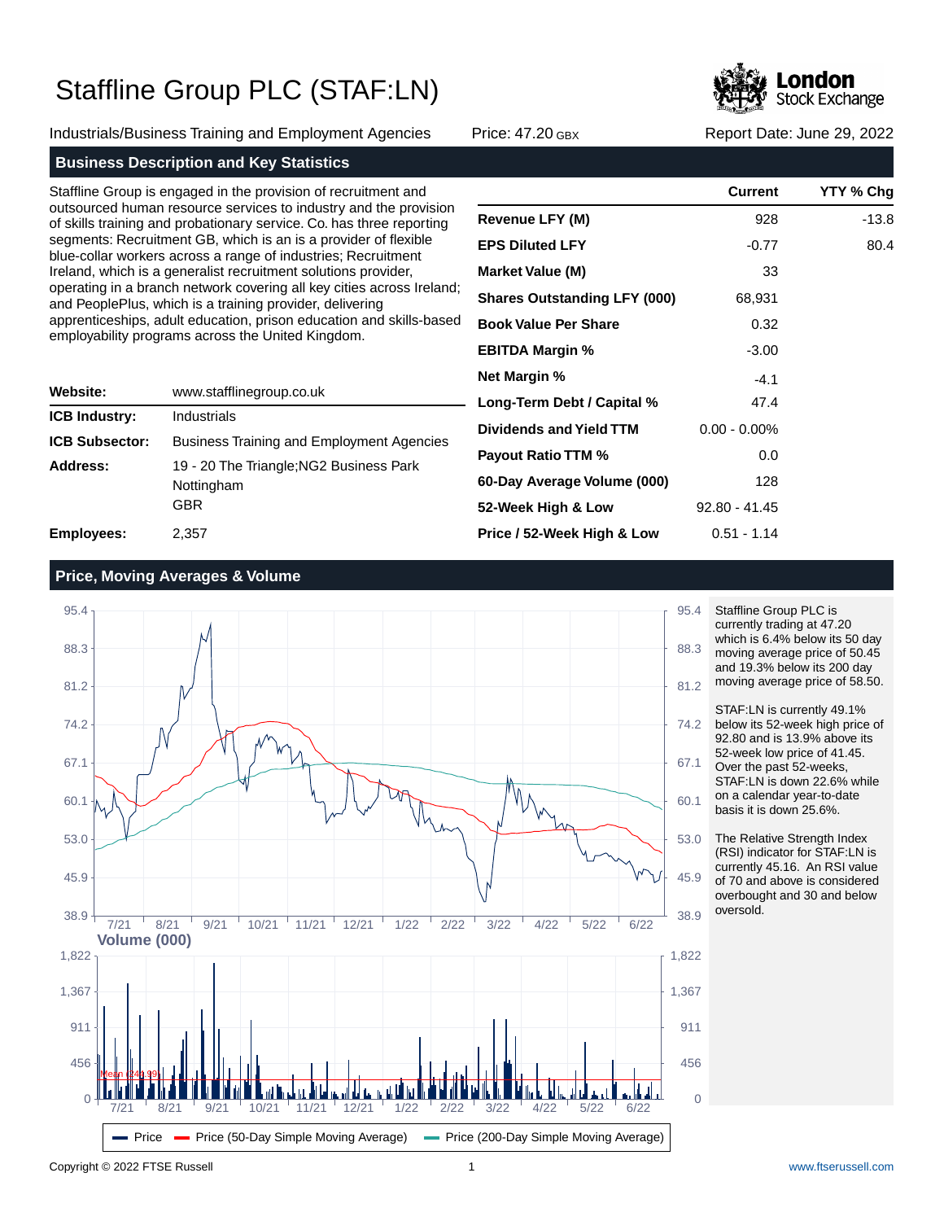# Staffline Group PLC (STAF:LN)

Industrials/Business Training and Employment Agencies    Price: 47.20 GBX    Report Date: June 29, 2022

## Business Description and Key Statistics

Staffline Group is engaged in the provision of recruitment and outsourced human resource services to industry and the provision of skills training and probationary service. Co. has three reporting segments: Recruitment GB, which is an is a provider of flexible blue-collar workers across a range of industries; Recruitment Ireland, which is a generalist recruitment solutions provider, operating in a branch network covering all key cities across Ireland; and PeoplePlus, which is a training provider, delivering apprenticeships, adult education, prison education and skills-based employability programs across the United Kingdom.

| | |
|---|---|
| **Website:** | www.stafflinegroup.co.uk |
| **ICB Industry:** | Industrials |
| **ICB Subsector:** | Business Training and Employment Agencies |
| **Address:** | 19 - 20 The Triangle;NG2 Business Park Nottingham GBR |
| **Employees:** | 2,357 |

| | Current | YTY % Chg |
|---|---|---|
| **Revenue LFY (M)** | 928 | -13.8 |
| **EPS Diluted LFY** | -0.77 | 80.4 |
| **Market Value (M)** | 33 | |
| **Shares Outstanding LFY (000)** | 68,931 | |
| **Book Value Per Share** | 0.32 | |
| **EBITDA Margin %** | -3.00 | |
| **Net Margin %** | -4.1 | |
| **Long-Term Debt / Capital %** | 47.4 | |
| **Dividends and Yield TTM** | 0.00 - 0.00% | |
| **Payout Ratio TTM %** | 0.0 | |
| **60-Day Average Volume (000)** | 128 | |
| **52-Week High & Low** | 92.80 - 41.45 | |
| **Price / 52-Week High & Low** | 0.51 - 1.14 | |

## Price, Moving Averages & Volume

Staffline Group PLC is currently trading at 47.20 which is 6.4% below its 50 day moving average price of 50.45 and 19.3% below its 200 day moving average price of 58.50.

STAF:LN is currently 49.1% below its 52-week high price of 92.80 and is 13.9% above its 52-week low price of 41.45. Over the past 52-weeks, STAF:LN is down 22.6% while on a calendar year-to-date basis it is down 25.6%.

The Relative Strength Index (RSI) indicator for STAF:LN is currently 45.16. An RSI value of 70 and above is considered overbought and 30 and below oversold.

Copyright © 2022 FTSE Russell    www.ftserussell.com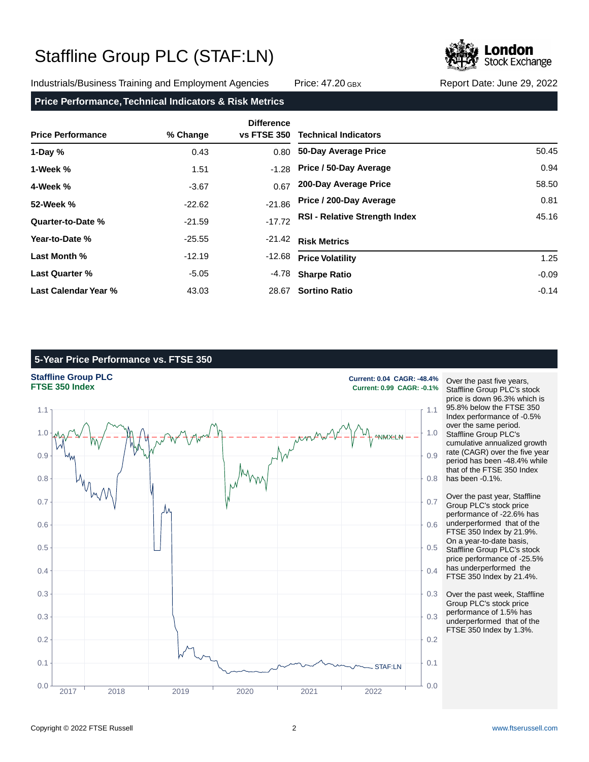# Staffline Group PLC (STAF:LN)

Industrials/Business Training and Employment Agencies | Price: 47.20 GBX | Report Date: June 29, 2022

## Price Performance, Technical Indicators & Risk Metrics

| Price Performance | % Change | Difference vs FTSE 350 |
|---|---|---|
| **1-Day %** | 0.43 | 0.80 |
| **1-Week %** | 1.51 | -1.28 |
| **4-Week %** | -3.67 | 0.67 |
| **52-Week %** | -22.62 | -21.86 |
| **Quarter-to-Date %** | -21.59 | -17.72 |
| **Year-to-Date %** | -25.55 | -21.42 |
| **Last Month %** | -12.19 | -12.68 |
| **Last Quarter %** | -5.05 | -4.78 |
| **Last Calendar Year %** | 43.03 | 28.67 |

| Technical Indicators | |
|---|---|
| **50-Day Average Price** | 50.45 |
| **Price / 50-Day Average** | 0.94 |
| **200-Day Average Price** | 58.50 |
| **Price / 200-Day Average** | 0.81 |
| **RSI - Relative Strength Index** | 45.16 |

| Risk Metrics | |
|---|---|
| **Price Volatility** | 1.25 |
| **Sharpe Ratio** | -0.09 |
| **Sortino Ratio** | -0.14 |

## 5-Year Price Performance vs. FTSE 350

**Staffline Group PLC** — Current: 0.04 CAGR: -48.4%
**FTSE 350 Index** — Current: 0.99 CAGR: -0.1%

Over the past five years, Staffline Group PLC's stock price is down 96.3% which is 95.8% below the FTSE 350 Index performance of -0.5% over the same period. Staffline Group PLC's cumulative annualized growth rate (CAGR) over the five year period has been -48.4% while that of the FTSE 350 Index has been -0.1%.

Over the past year, Staffline Group PLC's stock price performance of -22.6% has underperformed that of the FTSE 350 Index by 21.9%. On a year-to-date basis, Staffline Group PLC's stock price performance of -25.5% has underperformed the FTSE 350 Index by 21.4%.

Over the past week, Staffline Group PLC's stock price performance of 1.5% has underperformed that of the FTSE 350 Index by 1.3%.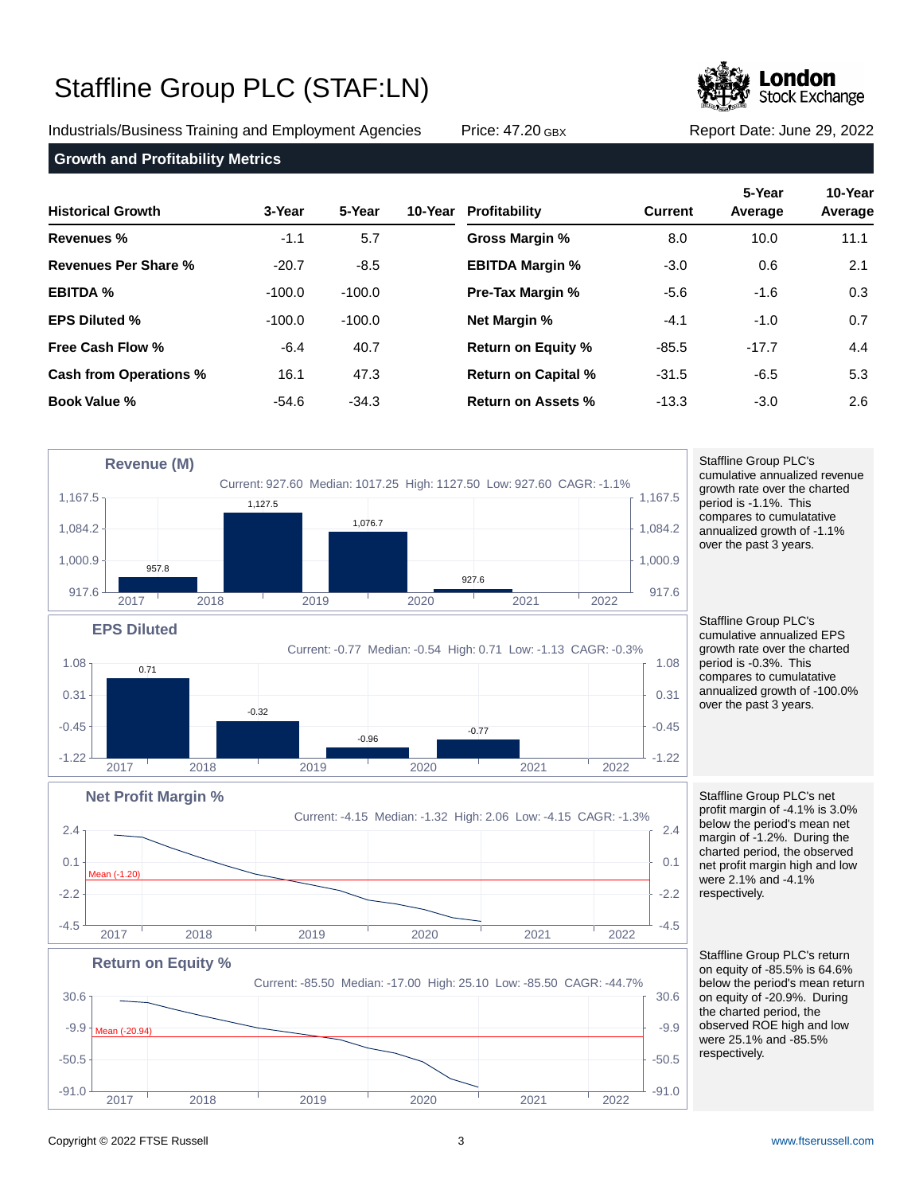# Staffline Group PLC (STAF:LN)

Industrials/Business Training and Employment Agencies    Price: 47.20 GBX    Report Date: June 29, 2022

## Growth and Profitability Metrics

| Historical Growth | 3-Year | 5-Year | 10-Year |
|---|---|---|---|
| Revenues % | -1.1 | 5.7 | |
| Revenues Per Share % | -20.7 | -8.5 | |
| EBITDA % | -100.0 | -100.0 | |
| EPS Diluted % | -100.0 | -100.0 | |
| Free Cash Flow % | -6.4 | 40.7 | |
| Cash from Operations % | 16.1 | 47.3 | |
| Book Value % | -54.6 | -34.3 | |

| Profitability | Current | 5-Year Average | 10-Year Average |
|---|---|---|---|
| Gross Margin % | 8.0 | 10.0 | 11.1 |
| EBITDA Margin % | -3.0 | 0.6 | 2.1 |
| Pre-Tax Margin % | -5.6 | -1.6 | 0.3 |
| Net Margin % | -4.1 | -1.0 | 0.7 |
| Return on Equity % | -85.5 | -17.7 | 4.4 |
| Return on Capital % | -31.5 | -6.5 | 5.3 |
| Return on Assets % | -13.3 | -3.0 | 2.6 |

### Revenue (M)

Current: 927.60 Median: 1017.25 High: 1127.50 Low: 927.60 CAGR: -1.1%

| 2017 | 2018 | 2019 | 2020 |
|---|---|---|---|
| 957.8 | 1,127.5 | 1,076.7 | 927.6 |

Staffline Group PLC's cumulative annualized revenue growth rate over the charted period is -1.1%. This compares to cumulatative annualized growth of -1.1% over the past 3 years.

### EPS Diluted

Current: -0.77 Median: -0.54 High: 0.71 Low: -1.13 CAGR: -0.3%

| 2017 | 2018 | 2019 | 2020 |
|---|---|---|---|
| 0.71 | -0.32 | -0.96 | -0.77 |

Staffline Group PLC's cumulative annualized EPS growth rate over the charted period is -0.3%. This compares to cumulatative annualized growth of -100.0% over the past 3 years.

### Net Profit Margin %

Current: -4.15 Median: -1.32 High: 2.06 Low: -4.15 CAGR: -1.3%

Mean (-1.20)

Staffline Group PLC's net profit margin of -4.1% is 3.0% below the period's mean net margin of -1.2%. During the charted period, the observed net profit margin high and low were 2.1% and -4.1% respectively.

### Return on Equity %

Current: -85.50 Median: -17.00 High: 25.10 Low: -85.50 CAGR: -44.7%

Mean (-20.94)

Staffline Group PLC's return on equity of -85.5% is 64.6% below the period's mean return on equity of -20.9%. During the charted period, the observed ROE high and low were 25.1% and -85.5% respectively.

Copyright © 2022 FTSE Russell    www.ftserussell.com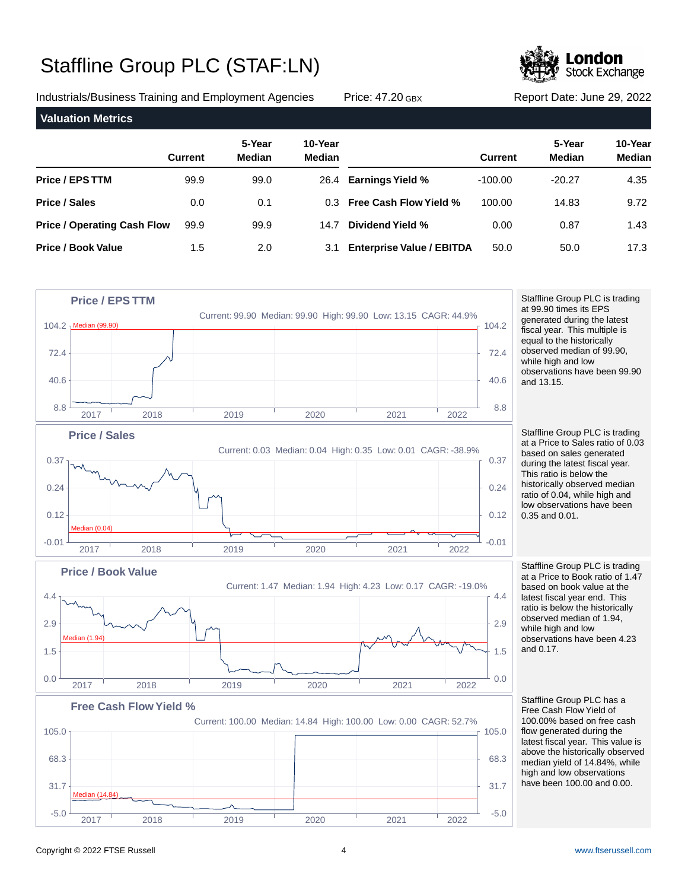# Staffline Group PLC (STAF:LN)

Industrials/Business Training and Employment Agencies    Price: 47.20 GBX    Report Date: June 29, 2022

## Valuation Metrics

| | Current | 5-Year Median | 10-Year Median | | Current | 5-Year Median | 10-Year Median |
|---|---|---|---|---|---|---|---|
| **Price / EPS TTM** | 99.9 | 99.0 | 26.4 | **Earnings Yield %** | -100.00 | -20.27 | 4.35 |
| **Price / Sales** | 0.0 | 0.1 | 0.3 | **Free Cash Flow Yield %** | 100.00 | 14.83 | 9.72 |
| **Price / Operating Cash Flow** | 99.9 | 99.9 | 14.7 | **Dividend Yield %** | 0.00 | 0.87 | 1.43 |
| **Price / Book Value** | 1.5 | 2.0 | 3.1 | **Enterprise Value / EBITDA** | 50.0 | 50.0 | 17.3 |

### Price / EPS TTM

Current: 99.90  Median: 99.90  High: 99.90  Low: 13.15  CAGR: 44.9%

Staffline Group PLC is trading at 99.90 times its EPS generated during the latest fiscal year. This multiple is equal to the historically observed median of 99.90, while high and low observations have been 99.90 and 13.15.

### Price / Sales

Current: 0.03  Median: 0.04  High: 0.35  Low: 0.01  CAGR: -38.9%

Staffline Group PLC is trading at a Price to Sales ratio of 0.03 based on sales generated during the latest fiscal year. This ratio is below the historically observed median ratio of 0.04, while high and low observations have been 0.35 and 0.01.

### Price / Book Value

Current: 1.47  Median: 1.94  High: 4.23  Low: 0.17  CAGR: -19.0%

Staffline Group PLC is trading at a Price to Book ratio of 1.47 based on book value at the latest fiscal year end. This ratio is below the historically observed median of 1.94, while high and low observations have been 4.23 and 0.17.

### Free Cash Flow Yield %

Current: 100.00  Median: 14.84  High: 100.00  Low: 0.00  CAGR: 52.7%

Staffline Group PLC has a Free Cash Flow Yield of 100.00% based on free cash flow generated during the latest fiscal year. This value is above the historically observed median yield of 14.84%, while high and low observations have been 100.00 and 0.00.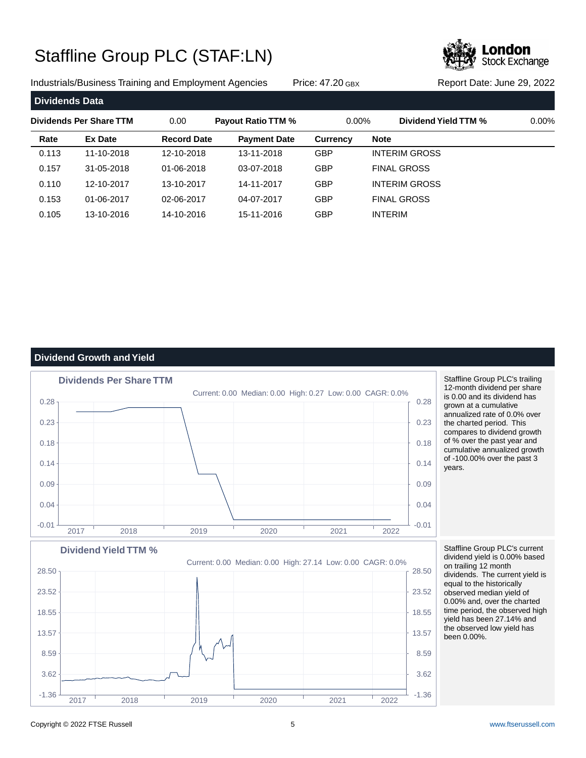# Staffline Group PLC (STAF:LN)

Industrials/Business Training and Employment Agencies | Price: 47.20 GBX | Report Date: June 29, 2022

## Dividends Data

| Dividends Per Share TTM | 0.00 | Payout Ratio TTM % | 0.00% | Dividend Yield TTM % | 0.00% |
|---|---|---|---|---|---|

| Rate | Ex Date | Record Date | Payment Date | Currency | Note |
|---|---|---|---|---|---|
| 0.113 | 11-10-2018 | 12-10-2018 | 13-11-2018 | GBP | INTERIM GROSS |
| 0.157 | 31-05-2018 | 01-06-2018 | 03-07-2018 | GBP | FINAL GROSS |
| 0.110 | 12-10-2017 | 13-10-2017 | 14-11-2017 | GBP | INTERIM GROSS |
| 0.153 | 01-06-2017 | 02-06-2017 | 04-07-2017 | GBP | FINAL GROSS |
| 0.105 | 13-10-2016 | 14-10-2016 | 15-11-2016 | GBP | INTERIM |

## Dividend Growth and Yield

### Dividends Per Share TTM

Current: 0.00 Median: 0.00 High: 0.27 Low: 0.00 CAGR: 0.0%

Staffline Group PLC's trailing 12-month dividend per share is 0.00 and its dividend has grown at a cumulative annualized rate of 0.0% over the charted period. This compares to dividend growth of % over the past year and cumulative annualized growth of -100.00% over the past 3 years.

### Dividend Yield TTM %

Current: 0.00 Median: 0.00 High: 27.14 Low: 0.00 CAGR: 0.0%

Staffline Group PLC's current dividend yield is 0.00% based on trailing 12 month dividends. The current yield is equal to the historically observed median yield of 0.00% and, over the charted time period, the observed high yield has been 27.14% and the observed low yield has been 0.00%.

Copyright © 2022 FTSE Russell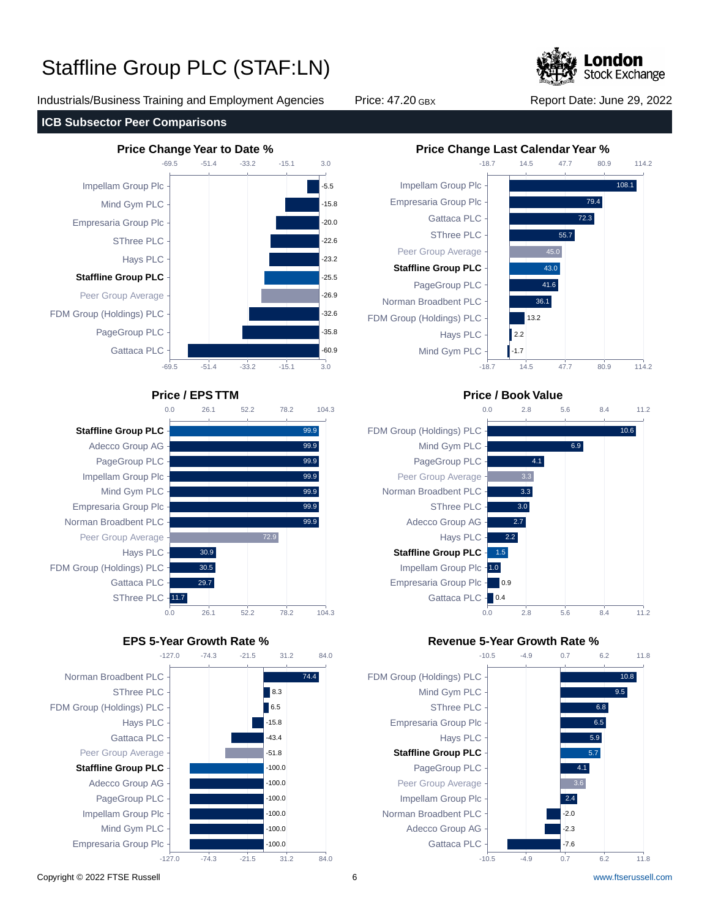# Staffline Group PLC (STAF:LN)

Industrials/Business Training and Employment Agencies    Price: 47.20 GBX    Report Date: June 29, 2022

## ICB Subsector Peer Comparisons

### Price Change Year to Date %

| Company | Value |
|---|---|
| Impellam Group Plc | -5.5 |
| Mind Gym PLC | -15.8 |
| Empresaria Group Plc | -20.0 |
| SThree PLC | -22.6 |
| Hays PLC | -23.2 |
| **Staffline Group PLC** | -25.5 |
| Peer Group Average | -26.9 |
| FDM Group (Holdings) PLC | -32.6 |
| PageGroup PLC | -35.8 |
| Gattaca PLC | -60.9 |

### Price Change Last Calendar Year %

| Company | Value |
|---|---|
| Impellam Group Plc | 108.1 |
| Empresaria Group Plc | 79.4 |
| Gattaca PLC | 72.3 |
| SThree PLC | 55.7 |
| Peer Group Average | 45.0 |
| **Staffline Group PLC** | 43.0 |
| PageGroup PLC | 41.6 |
| Norman Broadbent PLC | 36.1 |
| FDM Group (Holdings) PLC | 13.2 |
| Hays PLC | 2.2 |
| Mind Gym PLC | -1.7 |

### Price / EPS TTM

| Company | Value |
|---|---|
| **Staffline Group PLC** | 99.9 |
| Adecco Group AG | 99.9 |
| PageGroup PLC | 99.9 |
| Impellam Group Plc | 99.9 |
| Mind Gym PLC | 99.9 |
| Empresaria Group Plc | 99.9 |
| Norman Broadbent PLC | 99.9 |
| Peer Group Average | 72.9 |
| Hays PLC | 30.9 |
| FDM Group (Holdings) PLC | 30.5 |
| Gattaca PLC | 29.7 |
| SThree PLC | 11.7 |

### Price / Book Value

| Company | Value |
|---|---|
| FDM Group (Holdings) PLC | 10.6 |
| Mind Gym PLC | 6.9 |
| PageGroup PLC | 4.1 |
| Peer Group Average | 3.3 |
| Norman Broadbent PLC | 3.3 |
| SThree PLC | 3.0 |
| Adecco Group AG | 2.7 |
| Hays PLC | 2.2 |
| **Staffline Group PLC** | 1.5 |
| Impellam Group Plc | 1.0 |
| Empresaria Group Plc | 0.9 |
| Gattaca PLC | 0.4 |

### EPS 5-Year Growth Rate %

| Company | Value |
|---|---|
| Norman Broadbent PLC | 74.4 |
| SThree PLC | 8.3 |
| FDM Group (Holdings) PLC | 6.5 |
| Hays PLC | -15.8 |
| Gattaca PLC | -43.4 |
| Peer Group Average | -51.8 |
| **Staffline Group PLC** | -100.0 |
| Adecco Group AG | -100.0 |
| PageGroup PLC | -100.0 |
| Impellam Group Plc | -100.0 |
| Mind Gym PLC | -100.0 |
| Empresaria Group Plc | -100.0 |

### Revenue 5-Year Growth Rate %

| Company | Value |
|---|---|
| FDM Group (Holdings) PLC | 10.8 |
| Mind Gym PLC | 9.5 |
| SThree PLC | 6.8 |
| Empresaria Group Plc | 6.5 |
| Hays PLC | 5.9 |
| **Staffline Group PLC** | 5.7 |
| PageGroup PLC | 4.1 |
| Peer Group Average | 3.6 |
| Impellam Group Plc | 2.4 |
| Norman Broadbent PLC | -2.0 |
| Adecco Group AG | -2.3 |
| Gattaca PLC | -7.6 |

Copyright © 2022 FTSE Russell    www.ftserussell.com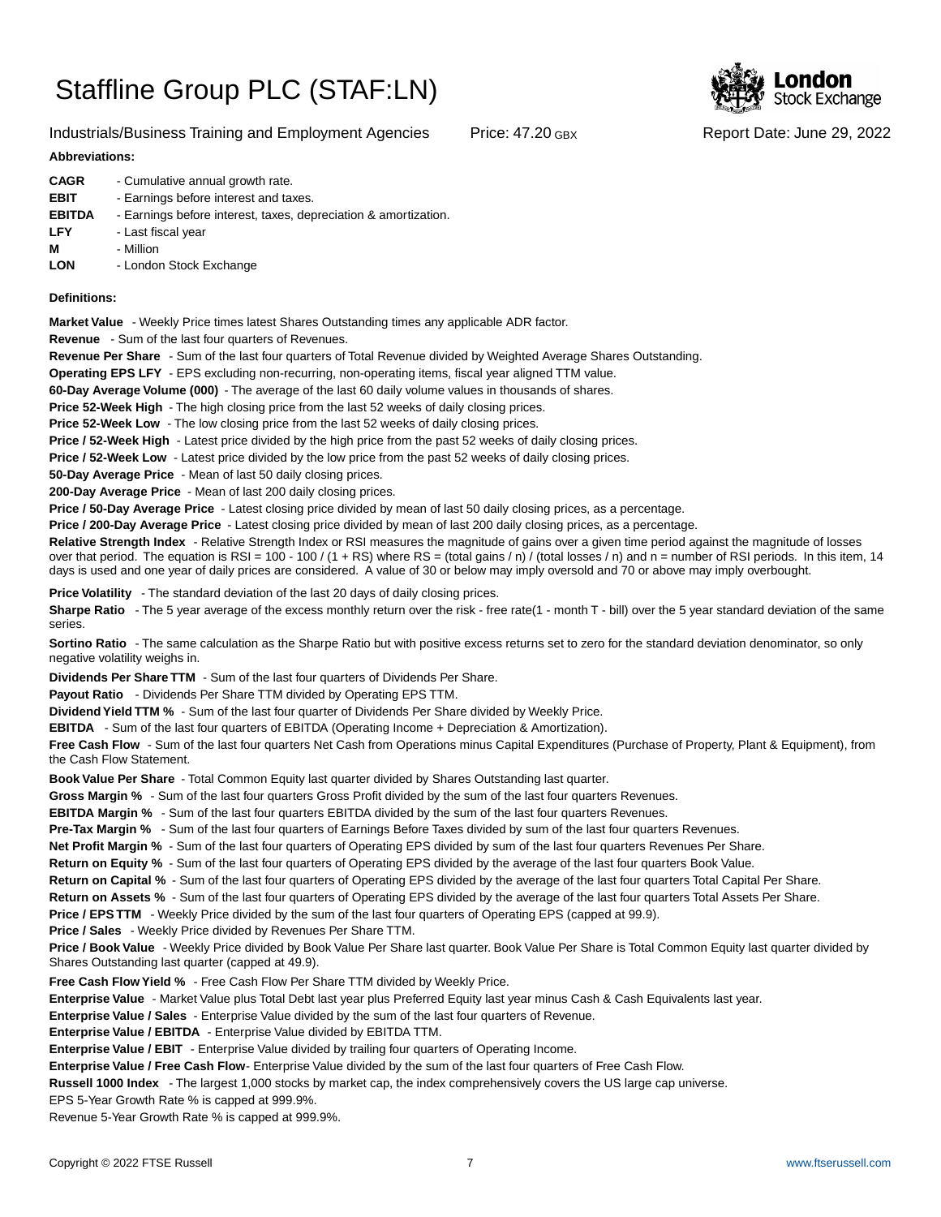# Staffline Group PLC (STAF:LN)

Industrials/Business Training and Employment Agencies    Price: 47.20 GBX    Report Date: June 29, 2022

**Abbreviations:**

**CAGR** - Cumulative annual growth rate.
**EBIT** - Earnings before interest and taxes.
**EBITDA** - Earnings before interest, taxes, depreciation & amortization.
**LFY** - Last fiscal year
**M** - Million
**LON** - London Stock Exchange

**Definitions:**

**Market Value** - Weekly Price times latest Shares Outstanding times any applicable ADR factor.
**Revenue** - Sum of the last four quarters of Revenues.
**Revenue Per Share** - Sum of the last four quarters of Total Revenue divided by Weighted Average Shares Outstanding.
**Operating EPS LFY** - EPS excluding non-recurring, non-operating items, fiscal year aligned TTM value.
**60-Day Average Volume (000)** - The average of the last 60 daily volume values in thousands of shares.
**Price 52-Week High** - The high closing price from the last 52 weeks of daily closing prices.
**Price 52-Week Low** - The low closing price from the last 52 weeks of daily closing prices.
**Price / 52-Week High** - Latest price divided by the high price from the past 52 weeks of daily closing prices.
**Price / 52-Week Low** - Latest price divided by the low price from the past 52 weeks of daily closing prices.
**50-Day Average Price** - Mean of last 50 daily closing prices.
**200-Day Average Price** - Mean of last 200 daily closing prices.
**Price / 50-Day Average Price** - Latest closing price divided by mean of last 50 daily closing prices, as a percentage.
**Price / 200-Day Average Price** - Latest closing price divided by mean of last 200 daily closing prices, as a percentage.
**Relative Strength Index** - Relative Strength Index or RSI measures the magnitude of gains over a given time period against the magnitude of losses over that period. The equation is RSI = 100 - 100 / (1 + RS) where RS = (total gains / n) / (total losses / n) and n = number of RSI periods. In this item, 14 days is used and one year of daily prices are considered. A value of 30 or below may imply oversold and 70 or above may imply overbought.
**Price Volatility** - The standard deviation of the last 20 days of daily closing prices.
**Sharpe Ratio** - The 5 year average of the excess monthly return over the risk - free rate(1 - month T - bill) over the 5 year standard deviation of the same series.
**Sortino Ratio** - The same calculation as the Sharpe Ratio but with positive excess returns set to zero for the standard deviation denominator, so only negative volatility weighs in.
**Dividends Per Share TTM** - Sum of the last four quarters of Dividends Per Share.
**Payout Ratio** - Dividends Per Share TTM divided by Operating EPS TTM.
**Dividend Yield TTM %** - Sum of the last four quarter of Dividends Per Share divided by Weekly Price.
**EBITDA** - Sum of the last four quarters of EBITDA (Operating Income + Depreciation & Amortization).
**Free Cash Flow** - Sum of the last four quarters Net Cash from Operations minus Capital Expenditures (Purchase of Property, Plant & Equipment), from the Cash Flow Statement.
**Book Value Per Share** - Total Common Equity last quarter divided by Shares Outstanding last quarter.
**Gross Margin %** - Sum of the last four quarters Gross Profit divided by the sum of the last four quarters Revenues.
**EBITDA Margin %** - Sum of the last four quarters EBITDA divided by the sum of the last four quarters Revenues.
**Pre-Tax Margin %** - Sum of the last four quarters of Earnings Before Taxes divided by sum of the last four quarters Revenues.
**Net Profit Margin %** - Sum of the last four quarters of Operating EPS divided by sum of the last four quarters Revenues Per Share.
**Return on Equity %** - Sum of the last four quarters of Operating EPS divided by the average of the last four quarters Book Value.
**Return on Capital %** - Sum of the last four quarters of Operating EPS divided by the average of the last four quarters Total Capital Per Share.
**Return on Assets %** - Sum of the last four quarters of Operating EPS divided by the average of the last four quarters Total Assets Per Share.
**Price / EPS TTM** - Weekly Price divided by the sum of the last four quarters of Operating EPS (capped at 99.9).
**Price / Sales** - Weekly Price divided by Revenues Per Share TTM.
**Price / Book Value** - Weekly Price divided by Book Value Per Share last quarter. Book Value Per Share is Total Common Equity last quarter divided by Shares Outstanding last quarter (capped at 49.9).
**Free Cash Flow Yield %** - Free Cash Flow Per Share TTM divided by Weekly Price.
**Enterprise Value** - Market Value plus Total Debt last year plus Preferred Equity last year minus Cash & Cash Equivalents last year.
**Enterprise Value / Sales** - Enterprise Value divided by the sum of the last four quarters of Revenue.
**Enterprise Value / EBITDA** - Enterprise Value divided by EBITDA TTM.
**Enterprise Value / EBIT** - Enterprise Value divided by trailing four quarters of Operating Income.
**Enterprise Value / Free Cash Flow**- Enterprise Value divided by the sum of the last four quarters of Free Cash Flow.
**Russell 1000 Index** - The largest 1,000 stocks by market cap, the index comprehensively covers the US large cap universe.
EPS 5-Year Growth Rate % is capped at 999.9%.
Revenue 5-Year Growth Rate % is capped at 999.9%.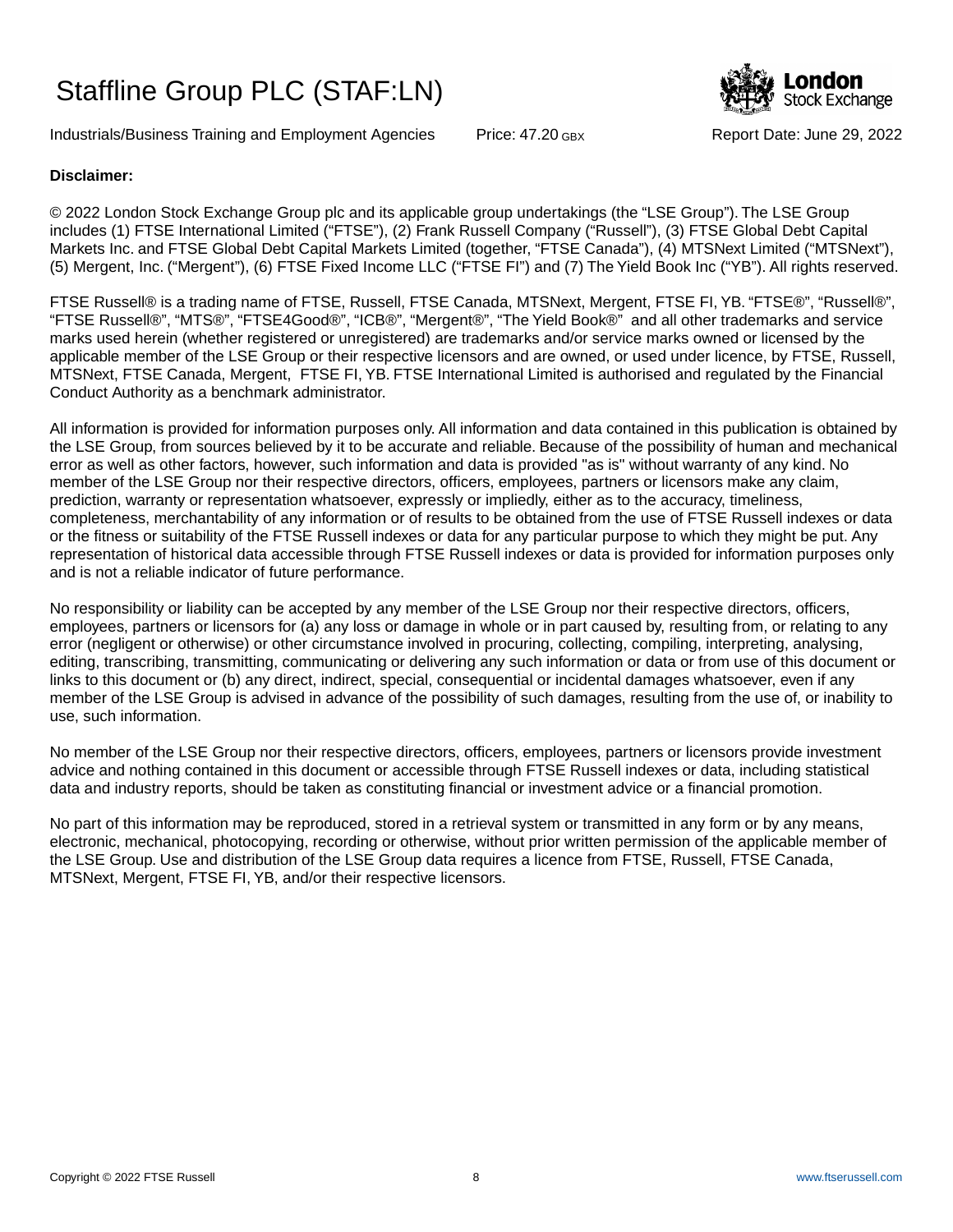**Disclaimer:**

© 2022 London Stock Exchange Group plc and its applicable group undertakings (the "LSE Group"). The LSE Group includes (1) FTSE International Limited ("FTSE"), (2) Frank Russell Company ("Russell"), (3) FTSE Global Debt Capital Markets Inc. and FTSE Global Debt Capital Markets Limited (together, "FTSE Canada"), (4) MTSNext Limited ("MTSNext"), (5) Mergent, Inc. ("Mergent"), (6) FTSE Fixed Income LLC ("FTSE FI") and (7) The Yield Book Inc ("YB"). All rights reserved.

FTSE Russell® is a trading name of FTSE, Russell, FTSE Canada, MTSNext, Mergent, FTSE FI, YB. "FTSE®", "Russell®", "FTSE Russell®", "MTS®", "FTSE4Good®", "ICB®", "Mergent®", "The Yield Book®" and all other trademarks and service marks used herein (whether registered or unregistered) are trademarks and/or service marks owned or licensed by the applicable member of the LSE Group or their respective licensors and are owned, or used under licence, by FTSE, Russell, MTSNext, FTSE Canada, Mergent, FTSE FI, YB. FTSE International Limited is authorised and regulated by the Financial Conduct Authority as a benchmark administrator.

All information is provided for information purposes only. All information and data contained in this publication is obtained by the LSE Group, from sources believed by it to be accurate and reliable. Because of the possibility of human and mechanical error as well as other factors, however, such information and data is provided "as is" without warranty of any kind. No member of the LSE Group nor their respective directors, officers, employees, partners or licensors make any claim, prediction, warranty or representation whatsoever, expressly or impliedly, either as to the accuracy, timeliness, completeness, merchantability of any information or of results to be obtained from the use of FTSE Russell indexes or data or the fitness or suitability of the FTSE Russell indexes or data for any particular purpose to which they might be put. Any representation of historical data accessible through FTSE Russell indexes or data is provided for information purposes only and is not a reliable indicator of future performance.

No responsibility or liability can be accepted by any member of the LSE Group nor their respective directors, officers, employees, partners or licensors for (a) any loss or damage in whole or in part caused by, resulting from, or relating to any error (negligent or otherwise) or other circumstance involved in procuring, collecting, compiling, interpreting, analysing, editing, transcribing, transmitting, communicating or delivering any such information or data or from use of this document or links to this document or (b) any direct, indirect, special, consequential or incidental damages whatsoever, even if any member of the LSE Group is advised in advance of the possibility of such damages, resulting from the use of, or inability to use, such information.

No member of the LSE Group nor their respective directors, officers, employees, partners or licensors provide investment advice and nothing contained in this document or accessible through FTSE Russell indexes or data, including statistical data and industry reports, should be taken as constituting financial or investment advice or a financial promotion.

No part of this information may be reproduced, stored in a retrieval system or transmitted in any form or by any means, electronic, mechanical, photocopying, recording or otherwise, without prior written permission of the applicable member of the LSE Group. Use and distribution of the LSE Group data requires a licence from FTSE, Russell, FTSE Canada, MTSNext, Mergent, FTSE FI, YB, and/or their respective licensors.